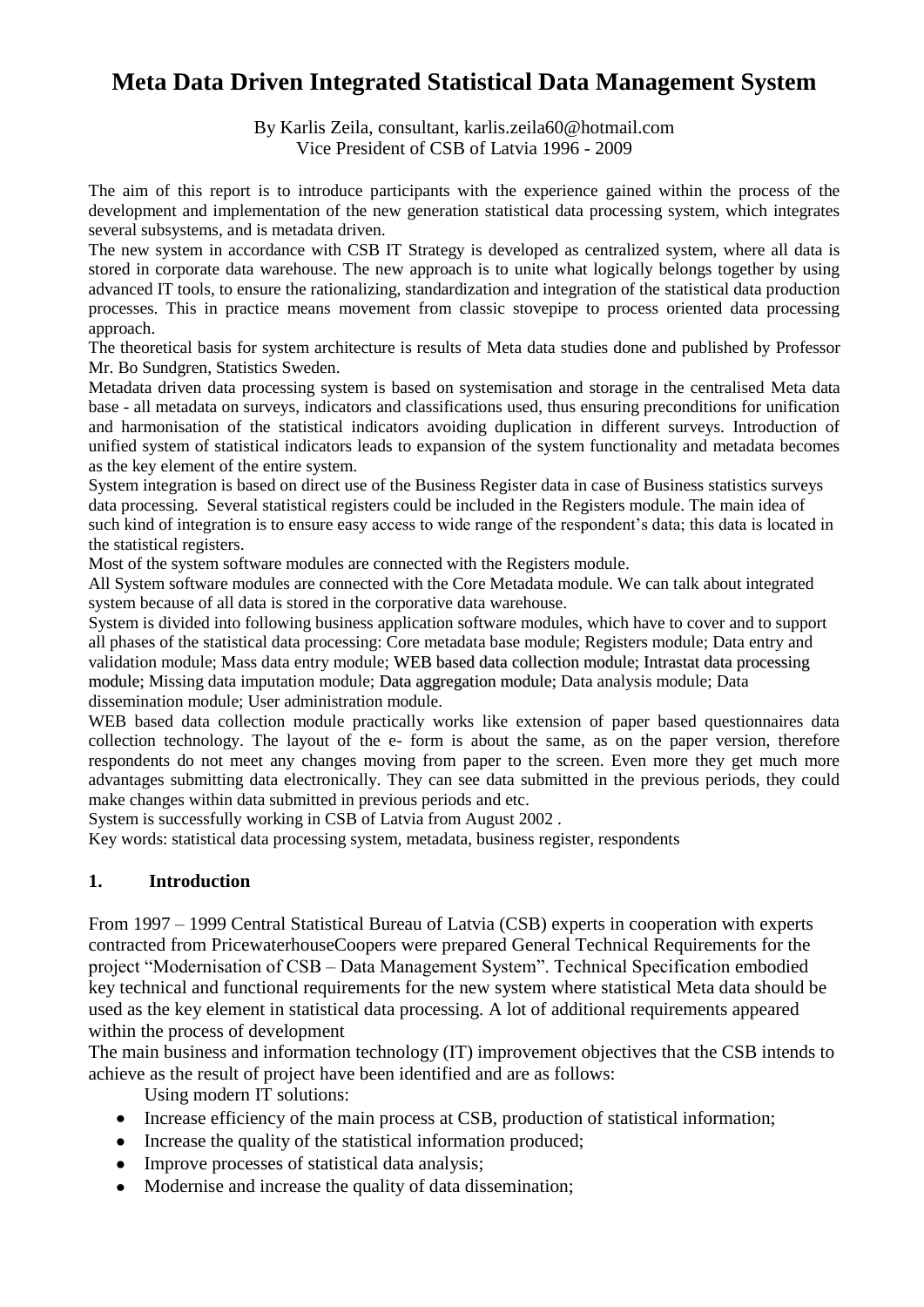# Meta Data Driven Integrated Statistical Data Management System

By Karlis Zeila, consultant, karlis.zeila60@hotmail.com
Vice President of CSB of Latvia 1996 - 2009

The aim of this report is to introduce participants with the experience gained within the process of the development and implementation of the new generation statistical data processing system, which integrates several subsystems, and is metadata driven.

The new system in accordance with CSB IT Strategy is developed as centralized system, where all data is stored in corporate data warehouse. The new approach is to unite what logically belongs together by using advanced IT tools, to ensure the rationalizing, standardization and integration of the statistical data production processes. This in practice means movement from classic stovepipe to process oriented data processing approach.

The theoretical basis for system architecture is results of Meta data studies done and published by Professor Mr. Bo Sundgren, Statistics Sweden.

Metadata driven data processing system is based on systemisation and storage in the centralised Meta data base - all metadata on surveys, indicators and classifications used, thus ensuring preconditions for unification and harmonisation of the statistical indicators avoiding duplication in different surveys. Introduction of unified system of statistical indicators leads to expansion of the system functionality and metadata becomes as the key element of the entire system.

System integration is based on direct use of the Business Register data in case of Business statistics surveys data processing. Several statistical registers could be included in the Registers module. The main idea of such kind of integration is to ensure easy access to wide range of the respondent's data; this data is located in the statistical registers.

Most of the system software modules are connected with the Registers module.

All System software modules are connected with the Core Metadata module. We can talk about integrated system because of all data is stored in the corporative data warehouse.

System is divided into following business application software modules, which have to cover and to support all phases of the statistical data processing: Core metadata base module; Registers module; Data entry and validation module; Mass data entry module; WEB based data collection module; Intrastat data processing module; Missing data imputation module; Data aggregation module; Data analysis module; Data dissemination module; User administration module.

WEB based data collection module practically works like extension of paper based questionnaires data collection technology. The layout of the e- form is about the same, as on the paper version, therefore respondents do not meet any changes moving from paper to the screen. Even more they get much more advantages submitting data electronically. They can see data submitted in the previous periods, they could make changes within data submitted in previous periods and etc.

System is successfully working in CSB of Latvia from August 2002 .

Key words: statistical data processing system, metadata, business register, respondents

## 1. Introduction

From 1997 – 1999 Central Statistical Bureau of Latvia (CSB) experts in cooperation with experts contracted from PricewaterhouseCoopers were prepared General Technical Requirements for the project "Modernisation of CSB – Data Management System". Technical Specification embodied key technical and functional requirements for the new system where statistical Meta data should be used as the key element in statistical data processing. A lot of additional requirements appeared within the process of development

The main business and information technology (IT) improvement objectives that the CSB intends to achieve as the result of project have been identified and are as follows:

Using modern IT solutions:

- Increase efficiency of the main process at CSB, production of statistical information;
- Increase the quality of the statistical information produced;
- Improve processes of statistical data analysis;
- Modernise and increase the quality of data dissemination;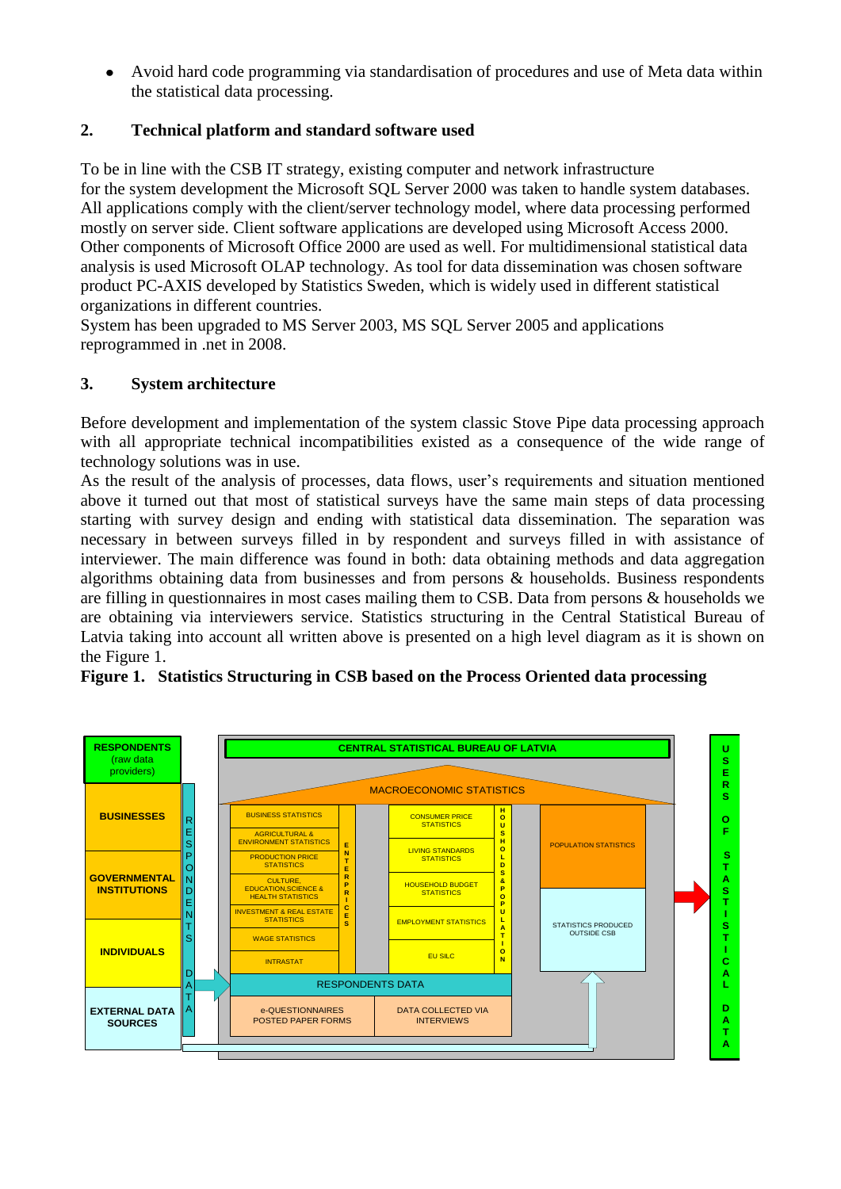- Avoid hard code programming via standardisation of procedures and use of Meta data within the statistical data processing.

## 2. Technical platform and standard software used

To be in line with the CSB IT strategy, existing computer and network infrastructure for the system development the Microsoft SQL Server 2000 was taken to handle system databases. All applications comply with the client/server technology model, where data processing performed mostly on server side. Client software applications are developed using Microsoft Access 2000. Other components of Microsoft Office 2000 are used as well. For multidimensional statistical data analysis is used Microsoft OLAP technology. As tool for data dissemination was chosen software product PC-AXIS developed by Statistics Sweden, which is widely used in different statistical organizations in different countries.
System has been upgraded to MS Server 2003, MS SQL Server 2005 and applications reprogrammed in .net in 2008.

## 3. System architecture

Before development and implementation of the system classic Stove Pipe data processing approach with all appropriate technical incompatibilities existed as a consequence of the wide range of technology solutions was in use.
As the result of the analysis of processes, data flows, user's requirements and situation mentioned above it turned out that most of statistical surveys have the same main steps of data processing starting with survey design and ending with statistical data dissemination. The separation was necessary in between surveys filled in by respondent and surveys filled in with assistance of interviewer. The main difference was found in both: data obtaining methods and data aggregation algorithms obtaining data from businesses and from persons & households. Business respondents are filling in questionnaires in most cases mailing them to CSB. Data from persons & households we are obtaining via interviewers service. Statistics structuring in the Central Statistical Bureau of Latvia taking into account all written above is presented on a high level diagram as it is shown on the Figure 1.

**Figure 1. Statistics Structuring in CSB based on the Process Oriented data processing**

RESPONDENTS (raw data providers) | BUSINESSES | GOVERNMENTAL INSTITUTIONS | INDIVIDUALS | EXTERNAL DATA SOURCES | RESPONDENTS DATA

CENTRAL STATISTICAL BUREAU OF LATVIA | MACROECONOMIC STATISTICS

ENTERPRICES: BUSINESS STATISTICS | AGRICULTURAL & ENVIRONMENT STATISTICS | PRODUCTION PRICE STATISTICS | CULTURE, EDUCATION,SCIENCE & HEALTH STATISTICS | INVESTMENT & REAL ESTATE STATISTICS | WAGE STATISTICS | INTRASTAT

HOUSEHOLDS & POPULATION: CONSUMER PRICE STATISTICS | LIVING STANDARDS STATISTICS | HOUSEHOLD BUDGET STATISTICS | EMPLOYMENT STATISTICS | EU SILC

POPULATION STATISTICS | STATISTICS PRODUCED OUTSIDE CSB

RESPONDENTS DATA: e-QUESTIONNAIRES POSTED PAPER FORMS | DATA COLLECTED VIA INTERVIEWS

USERS OF STATISTICAL DATA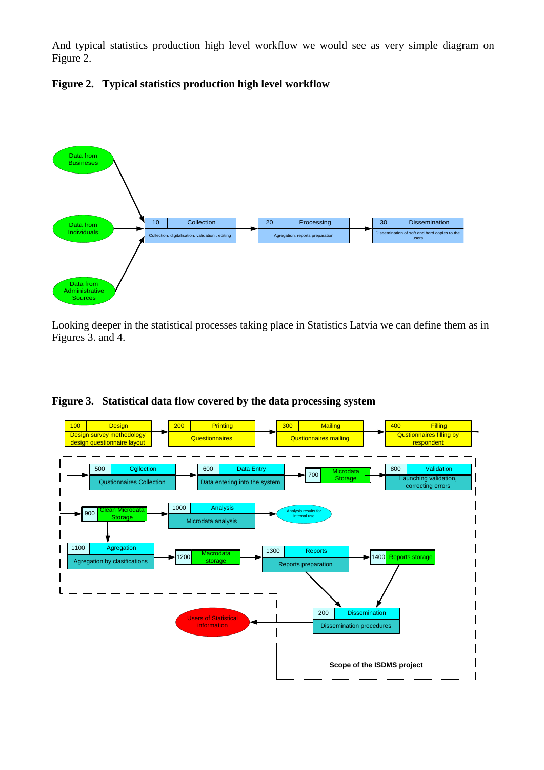And typical statistics production high level workflow we would see as very simple diagram on Figure 2.

**Figure 2. Typical statistics production high level workflow**

Data from Businesses

Data from Individuals

Data from Administrative Sources

10 Collection

Collection, digitalisation, validation , editing

20 Processing

Agregation, reports preparation

30 Dissemination

Diseemination of soft and hard copies to the users

Looking deeper in the statistical processes taking place in Statistics Latvia we can define them as in Figures 3. and 4.

**Figure 3. Statistical data flow covered by the data processing system**

100 Design — Design survey methodology design questionnaire layout

200 Printing — Questionnaires

300 Mailing — Qustionnaires mailing

400 Filling — Qustionnaires filling by respondent

500 Collection — Qustionnaires Collection

600 Data Entry — Data entering into the system

700 Microdata Storage

800 Validation — Launching validation, correcting errors

900 Clean Microdata Storage

1000 Analysis — Microdata analysis

Analysis results for internal use

1100 Agregation — Agregation by clasifications

1200 Macrodata storage

1300 Reports — Reports preparation

1400 Reports storage

200 Dissemination — Dissemination procedures

Users of Statistical information

Scope of the ISDMS project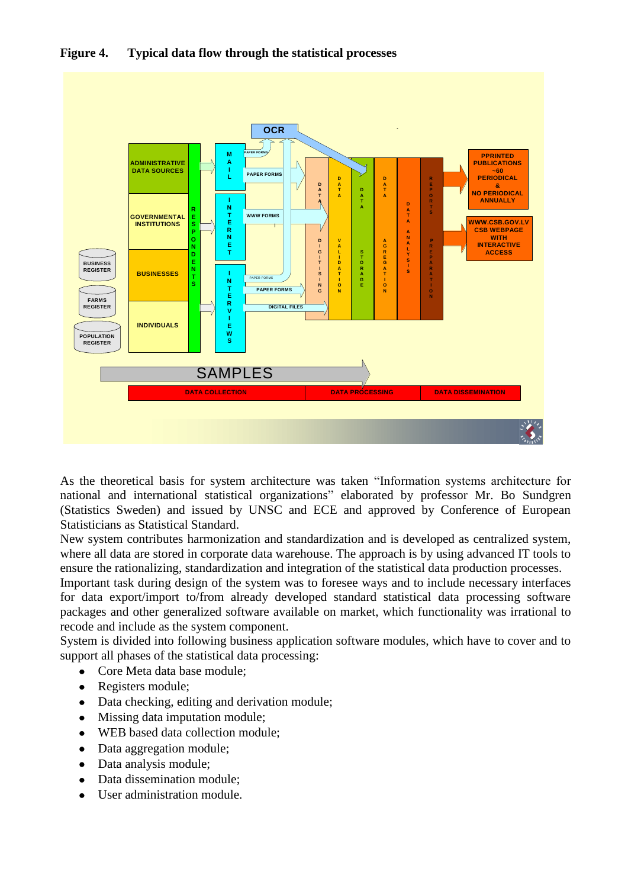**Figure 4. Typical data flow through the statistical processes**

As the theoretical basis for system architecture was taken "Information systems architecture for national and international statistical organizations" elaborated by professor Mr. Bo Sundgren (Statistics Sweden) and issued by UNSC and ECE and approved by Conference of European Statisticians as Statistical Standard.

New system contributes harmonization and standardization and is developed as centralized system, where all data are stored in corporate data warehouse. The approach is by using advanced IT tools to ensure the rationalizing, standardization and integration of the statistical data production processes.

Important task during design of the system was to foresee ways and to include necessary interfaces for data export/import to/from already developed standard statistical data processing software packages and other generalized software available on market, which functionality was irrational to recode and include as the system component.

System is divided into following business application software modules, which have to cover and to support all phases of the statistical data processing:

- Core Meta data base module;
- Registers module;
- Data checking, editing and derivation module;
- Missing data imputation module;
- WEB based data collection module;
- Data aggregation module;
- Data analysis module;
- Data dissemination module;
- User administration module.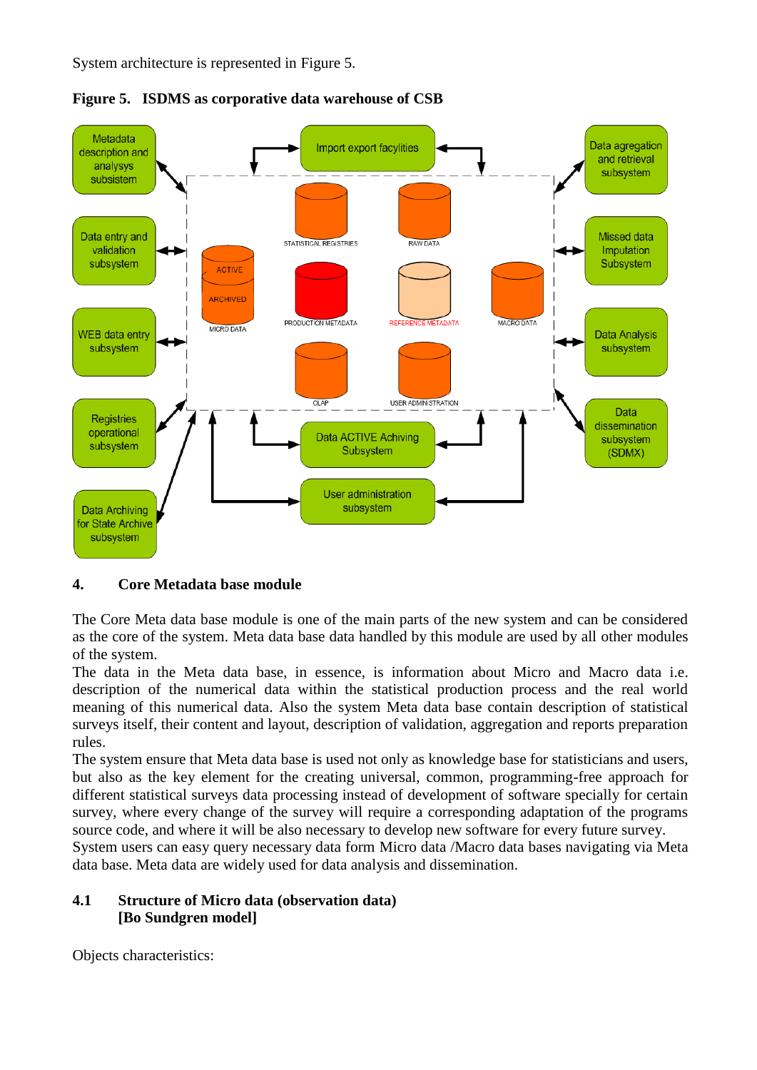System architecture is represented in Figure 5.

**Figure 5. ISDMS as corporative data warehouse of CSB**

## 4. Core Metadata base module

The Core Meta data base module is one of the main parts of the new system and can be considered as the core of the system. Meta data base data handled by this module are used by all other modules of the system.

The data in the Meta data base, in essence, is information about Micro and Macro data i.e. description of the numerical data within the statistical production process and the real world meaning of this numerical data. Also the system Meta data base contain description of statistical surveys itself, their content and layout, description of validation, aggregation and reports preparation rules.

The system ensure that Meta data base is used not only as knowledge base for statisticians and users, but also as the key element for the creating universal, common, programming-free approach for different statistical surveys data processing instead of development of software specially for certain survey, where every change of the survey will require a corresponding adaptation of the programs source code, and where it will be also necessary to develop new software for every future survey.

System users can easy query necessary data form Micro data /Macro data bases navigating via Meta data base. Meta data are widely used for data analysis and dissemination.

### 4.1 Structure of Micro data (observation data) [Bo Sundgren model]

Objects characteristics: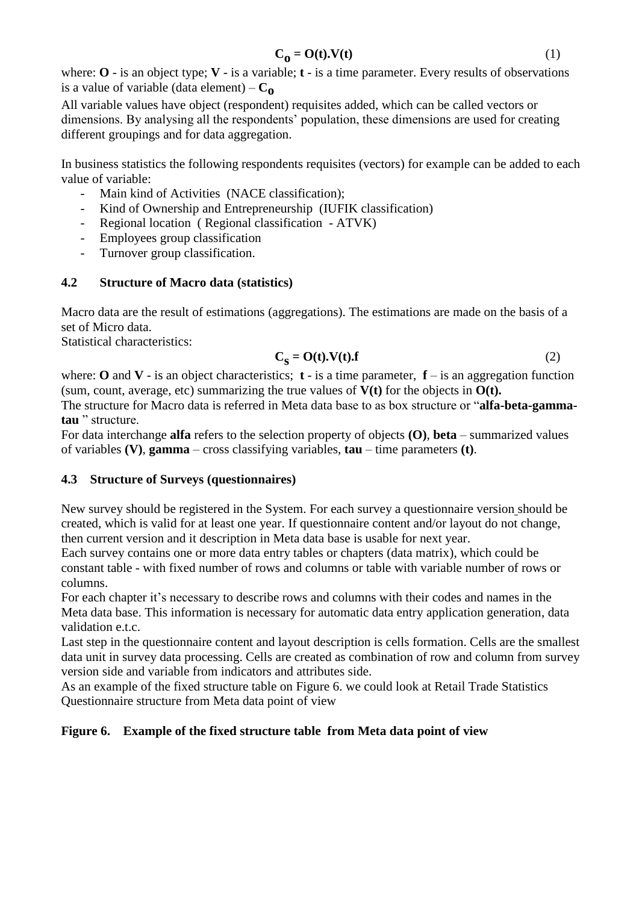$$\mathbf{C_o = O(t).V(t)} \tag{1}$$

where: **O** - is an object type; **V** - is a variable; **t** - is a time parameter. Every results of observations is a value of variable (data element) – $\mathbf{C_o}$

All variable values have object (respondent) requisites added, which can be called vectors or dimensions. By analysing all the respondents' population, these dimensions are used for creating different groupings and for data aggregation.

In business statistics the following respondents requisites (vectors) for example can be added to each value of variable:

- Main kind of Activities (NACE classification);
- Kind of Ownership and Entrepreneurship (IUFIK classification)
- Regional location ( Regional classification - ATVK)
- Employees group classification
- Turnover group classification.

### 4.2 Structure of Macro data (statistics)

Macro data are the result of estimations (aggregations). The estimations are made on the basis of a set of Micro data.

Statistical characteristics:

$$\mathbf{C_s = O(t).V(t).f} \tag{2}$$

where: **O** and **V** - is an object characteristics; **t** - is a time parameter, **f** – is an aggregation function (sum, count, average, etc) summarizing the true values of **V(t)** for the objects in **O(t).**

The structure for Macro data is referred in Meta data base to as box structure or "**alfa-beta-gamma-tau** " structure.

For data interchange **alfa** refers to the selection property of objects **(O)**, **beta** – summarized values of variables **(V)**, **gamma** – cross classifying variables, **tau** – time parameters **(t)**.

### 4.3 Structure of Surveys (questionnaires)

New survey should be registered in the System. For each survey a questionnaire version should be created, which is valid for at least one year. If questionnaire content and/or layout do not change, then current version and it description in Meta data base is usable for next year.

Each survey contains one or more data entry tables or chapters (data matrix), which could be constant table - with fixed number of rows and columns or table with variable number of rows or columns.

For each chapter it's necessary to describe rows and columns with their codes and names in the Meta data base. This information is necessary for automatic data entry application generation, data validation e.t.c.

Last step in the questionnaire content and layout description is cells formation. Cells are the smallest data unit in survey data processing. Cells are created as combination of row and column from survey version side and variable from indicators and attributes side.

As an example of the fixed structure table on Figure 6. we could look at Retail Trade Statistics Questionnaire structure from Meta data point of view

**Figure 6. Example of the fixed structure table from Meta data point of view**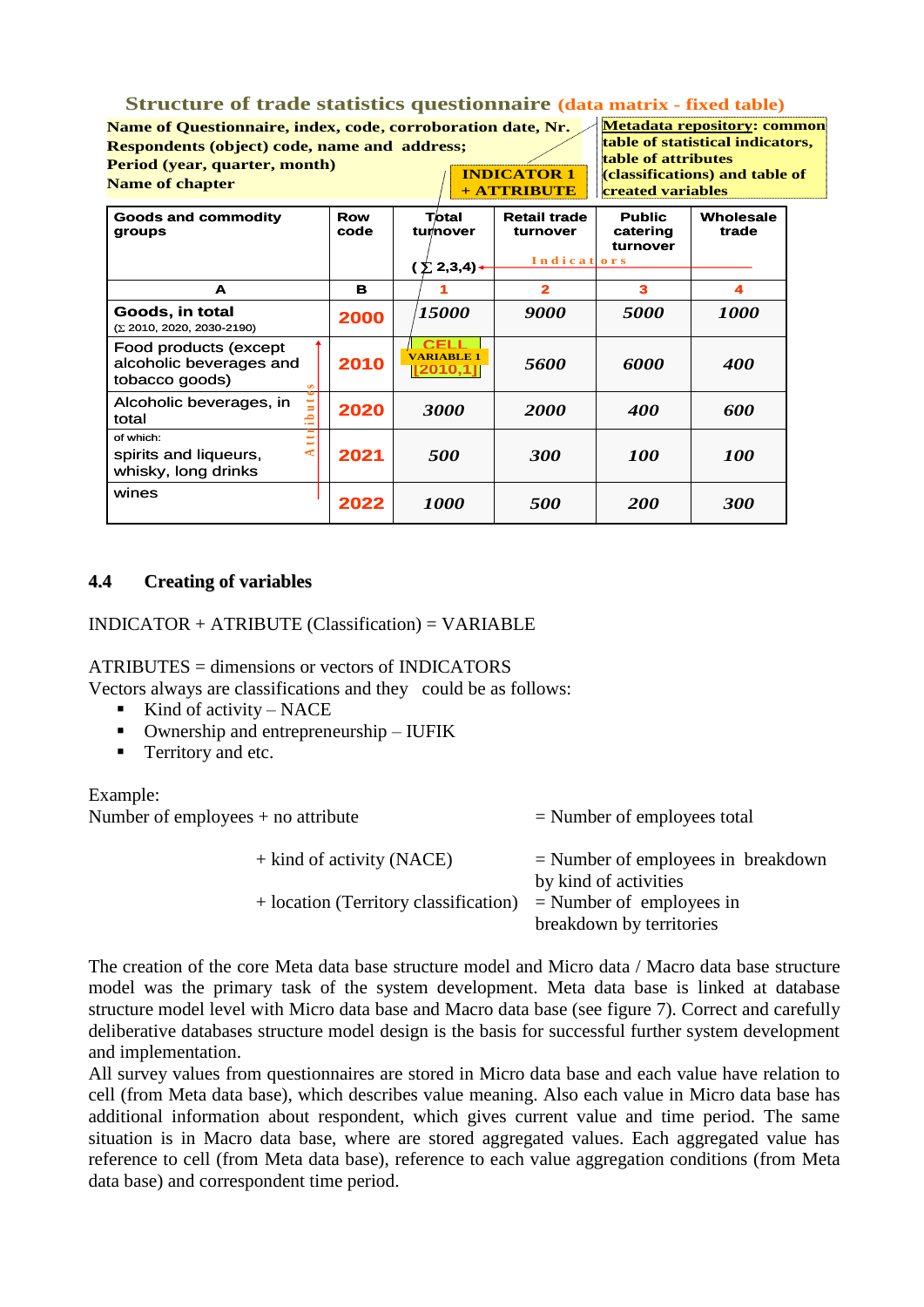**Structure of trade statistics questionnaire (data matrix - fixed table)**

**Name of Questionnaire, index, code, corroboration date, Nr.**
**Respondents (object) code, name and address;**
**Period (year, quarter, month)**
**Name of chapter**

**INDICATOR 1 + ATTRIBUTE**

**Metadata repository: common table of statistical indicators, table of attributes (classifications) and table of created variables**

| Goods and commodity groups | Row code | Total turnover (∑ 2,3,4) | Retail trade turnover | Public catering turnover | Wholesale trade |
|---|---|---|---|---|---|
| A | B | 1 | 2 | 3 | 4 |
| **Goods, in total** (∑ 2010, 2020, 2030-2190) | 2000 | *15000* | *9000* | *5000* | *1000* |
| Food products (except alcoholic beverages and tobacco goods) | 2010 | CELL VARIABLE 1 [2010,1] | *5600* | *6000* | *400* |
| Alcoholic beverages, in total | 2020 | *3000* | *2000* | *400* | *600* |
| of which: spirits and liqueurs, whisky, long drinks | 2021 | *500* | *300* | *100* | *100* |
| wines | 2022 | *1000* | *500* | *200* | *300* |

(Columns 1–4: Indicators; rows: Attributes)

### 4.4 Creating of variables

INDICATOR + ATRIBUTE (Classification) = VARIABLE

ATRIBUTES = dimensions or vectors of INDICATORS
Vectors always are classifications and they could be as follows:

- Kind of activity – NACE
- Ownership and entrepreneurship – IUFIK
- Territory and etc.

Example:

Number of employees + no attribute = Number of employees total

+ kind of activity (NACE) = Number of employees in breakdown by kind of activities

+ location (Territory classification) = Number of employees in breakdown by territories

The creation of the core Meta data base structure model and Micro data / Macro data base structure model was the primary task of the system development. Meta data base is linked at database structure model level with Micro data base and Macro data base (see figure 7). Correct and carefully deliberative databases structure model design is the basis for successful further system development and implementation.

All survey values from questionnaires are stored in Micro data base and each value have relation to cell (from Meta data base), which describes value meaning. Also each value in Micro data base has additional information about respondent, which gives current value and time period. The same situation is in Macro data base, where are stored aggregated values. Each aggregated value has reference to cell (from Meta data base), reference to each value aggregation conditions (from Meta data base) and correspondent time period.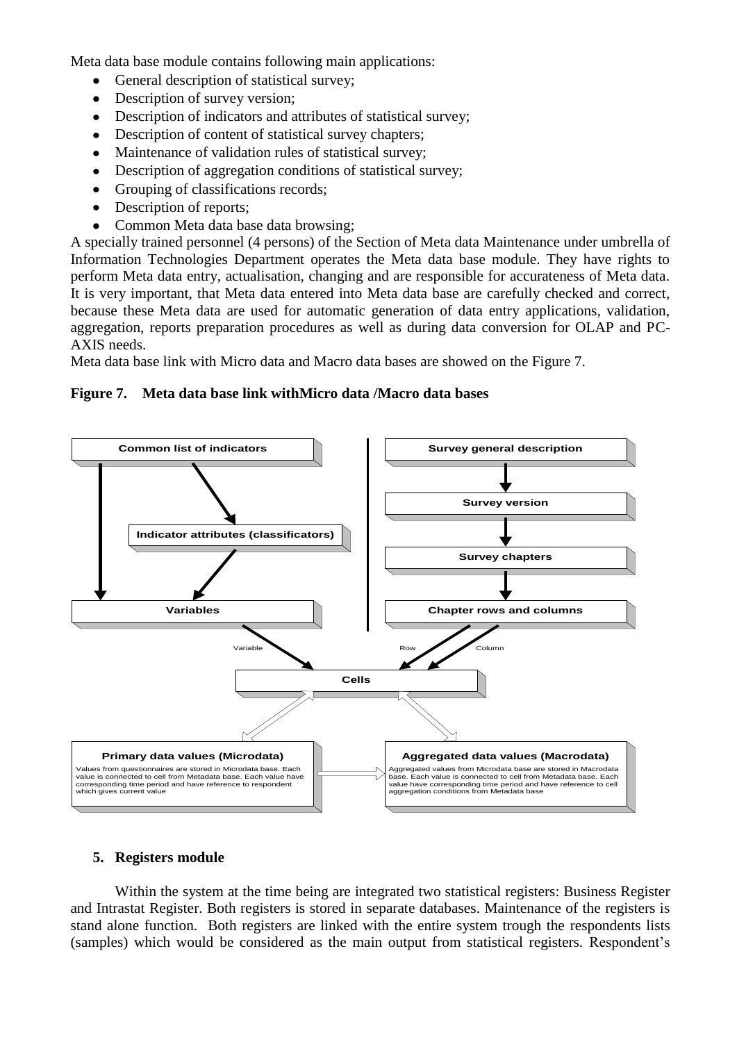Meta data base module contains following main applications:

- General description of statistical survey;
- Description of survey version;
- Description of indicators and attributes of statistical survey;
- Description of content of statistical survey chapters;
- Maintenance of validation rules of statistical survey;
- Description of aggregation conditions of statistical survey;
- Grouping of classifications records;
- Description of reports;
- Common Meta data base data browsing;

A specially trained personnel (4 persons) of the Section of Meta data Maintenance under umbrella of Information Technologies Department operates the Meta data base module. They have rights to perform Meta data entry, actualisation, changing and are responsible for accurateness of Meta data. It is very important, that Meta data entered into Meta data base are carefully checked and correct, because these Meta data are used for automatic generation of data entry applications, validation, aggregation, reports preparation procedures as well as during data conversion for OLAP and PC-AXIS needs.

Meta data base link with Micro data and Macro data bases are showed on the Figure 7.

**Figure 7. Meta data base link withMicro data /Macro data bases**

Common list of indicators

Indicator attributes (classificators)

Variables

Survey general description

Survey version

Survey chapters

Chapter rows and columns

Variable

Row

Column

Cells

**Primary data values (Microdata)**

Values from questionnaires are stored in Microdata base. Each value is connected to cell from Metadata base. Each value have corresponding time period and have reference to respondent which gives current value

**Aggregated data values (Macrodata)**

Aggregated values from Microdata base are stored in Macrodata base. Each value is connected to cell from Metadata base. Each value have corresponding time period and have reference to cell aggregation conditions from Metadata base

## 5. Registers module

Within the system at the time being are integrated two statistical registers: Business Register and Intrastat Register. Both registers is stored in separate databases. Maintenance of the registers is stand alone function. Both registers are linked with the entire system trough the respondents lists (samples) which would be considered as the main output from statistical registers. Respondent's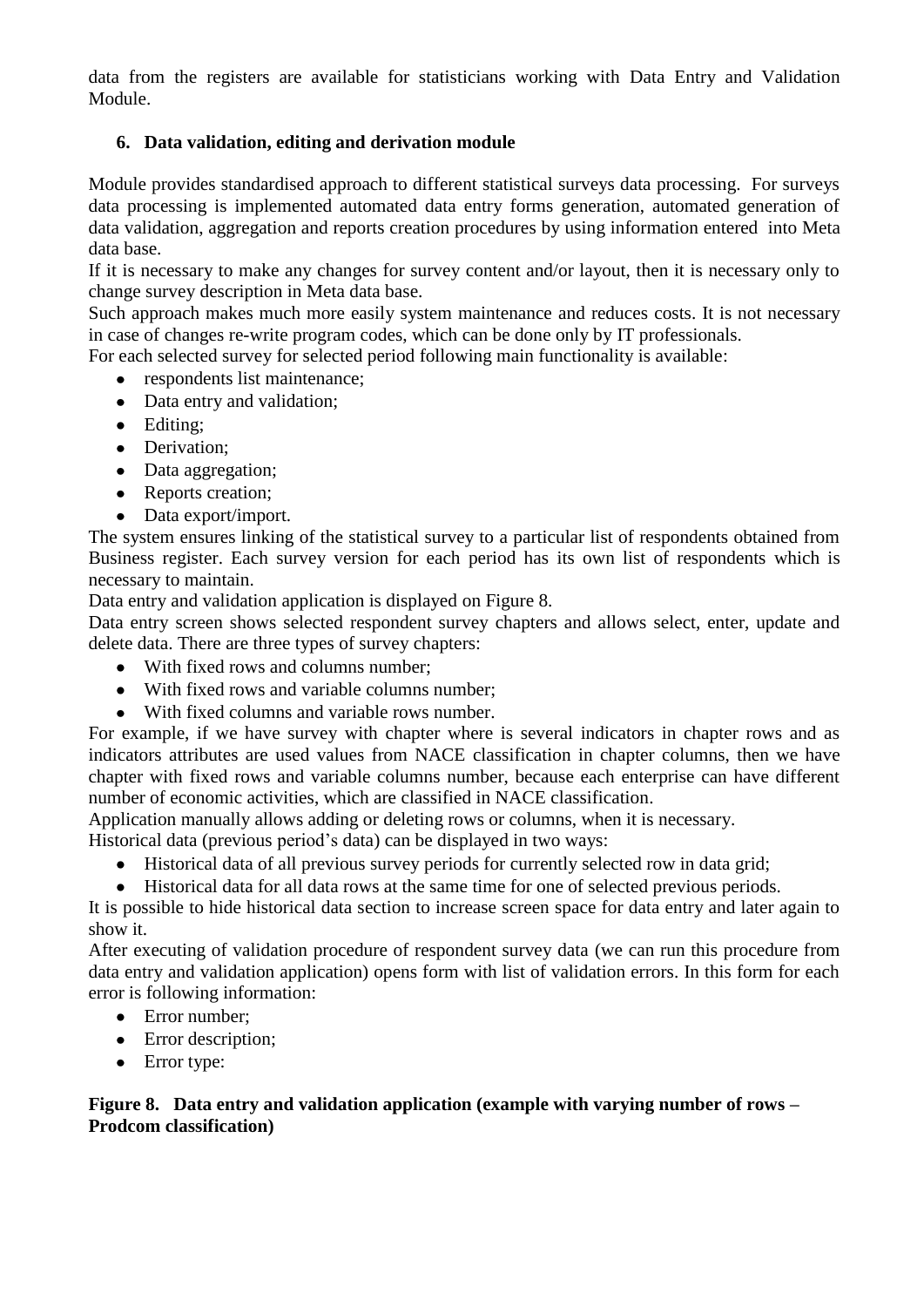data from the registers are available for statisticians working with Data Entry and Validation Module.

## 6. Data validation, editing and derivation module

Module provides standardised approach to different statistical surveys data processing. For surveys data processing is implemented automated data entry forms generation, automated generation of data validation, aggregation and reports creation procedures by using information entered into Meta data base.

If it is necessary to make any changes for survey content and/or layout, then it is necessary only to change survey description in Meta data base.

Such approach makes much more easily system maintenance and reduces costs. It is not necessary in case of changes re-write program codes, which can be done only by IT professionals.

For each selected survey for selected period following main functionality is available:

- respondents list maintenance;
- Data entry and validation;
- Editing;
- Derivation;
- Data aggregation;
- Reports creation;
- Data export/import.

The system ensures linking of the statistical survey to a particular list of respondents obtained from Business register. Each survey version for each period has its own list of respondents which is necessary to maintain.

Data entry and validation application is displayed on Figure 8.

Data entry screen shows selected respondent survey chapters and allows select, enter, update and delete data. There are three types of survey chapters:

- With fixed rows and columns number;
- With fixed rows and variable columns number;
- With fixed columns and variable rows number.

For example, if we have survey with chapter where is several indicators in chapter rows and as indicators attributes are used values from NACE classification in chapter columns, then we have chapter with fixed rows and variable columns number, because each enterprise can have different number of economic activities, which are classified in NACE classification.

Application manually allows adding or deleting rows or columns, when it is necessary.

Historical data (previous period's data) can be displayed in two ways:

- Historical data of all previous survey periods for currently selected row in data grid;
- Historical data for all data rows at the same time for one of selected previous periods.

It is possible to hide historical data section to increase screen space for data entry and later again to show it.

After executing of validation procedure of respondent survey data (we can run this procedure from data entry and validation application) opens form with list of validation errors. In this form for each error is following information:

- Error number;
- Error description;
- Error type:

**Figure 8. Data entry and validation application (example with varying number of rows – Prodcom classification)**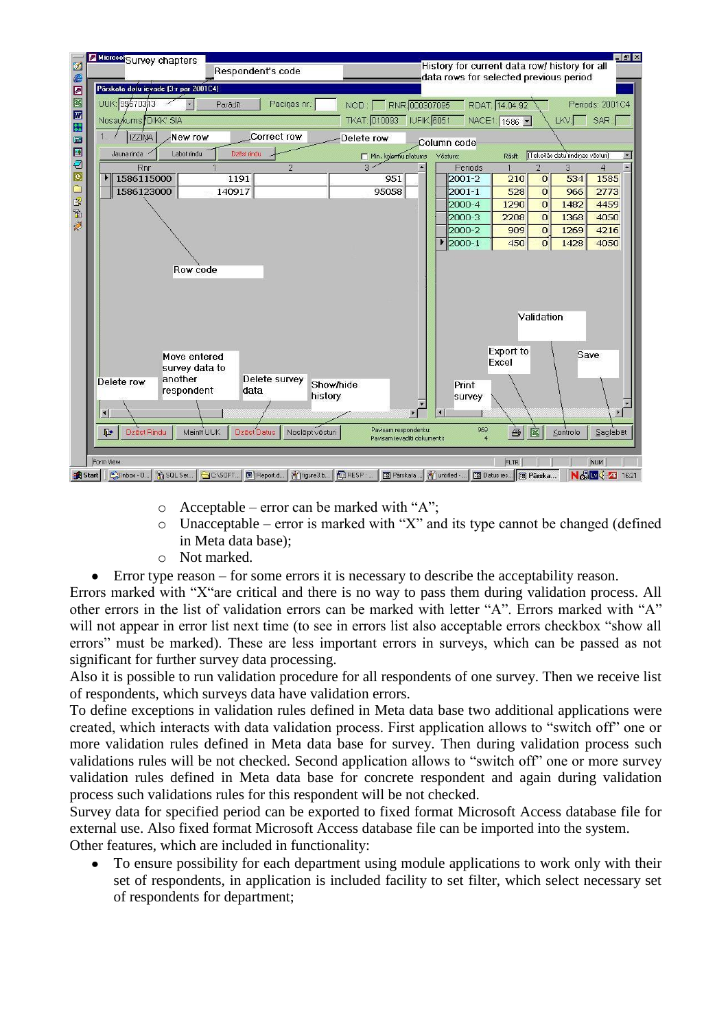- Acceptable – error can be marked with “A”;
- Unacceptable – error is marked with “X” and its type cannot be changed (defined in Meta data base);
- Not marked.

- Error type reason – for some errors it is necessary to describe the acceptability reason.

Errors marked with “X“are critical and there is no way to pass them during validation process. All other errors in the list of validation errors can be marked with letter “A”. Errors marked with “A” will not appear in error list next time (to see in errors list also acceptable errors checkbox “show all errors” must be marked). These are less important errors in surveys, which can be passed as not significant for further survey data processing.

Also it is possible to run validation procedure for all respondents of one survey. Then we receive list of respondents, which surveys data have validation errors.

To define exceptions in validation rules defined in Meta data base two additional applications were created, which interacts with data validation process. First application allows to “switch off” one or more validation rules defined in Meta data base for survey. Then during validation process such validations rules will be not checked. Second application allows to “switch off” one or more survey validation rules defined in Meta data base for concrete respondent and again during validation process such validations rules for this respondent will be not checked.

Survey data for specified period can be exported to fixed format Microsoft Access database file for external use. Also fixed format Microsoft Access database file can be imported into the system.

Other features, which are included in functionality:

- To ensure possibility for each department using module applications to work only with their set of respondents, in application is included facility to set filter, which select necessary set of respondents for department;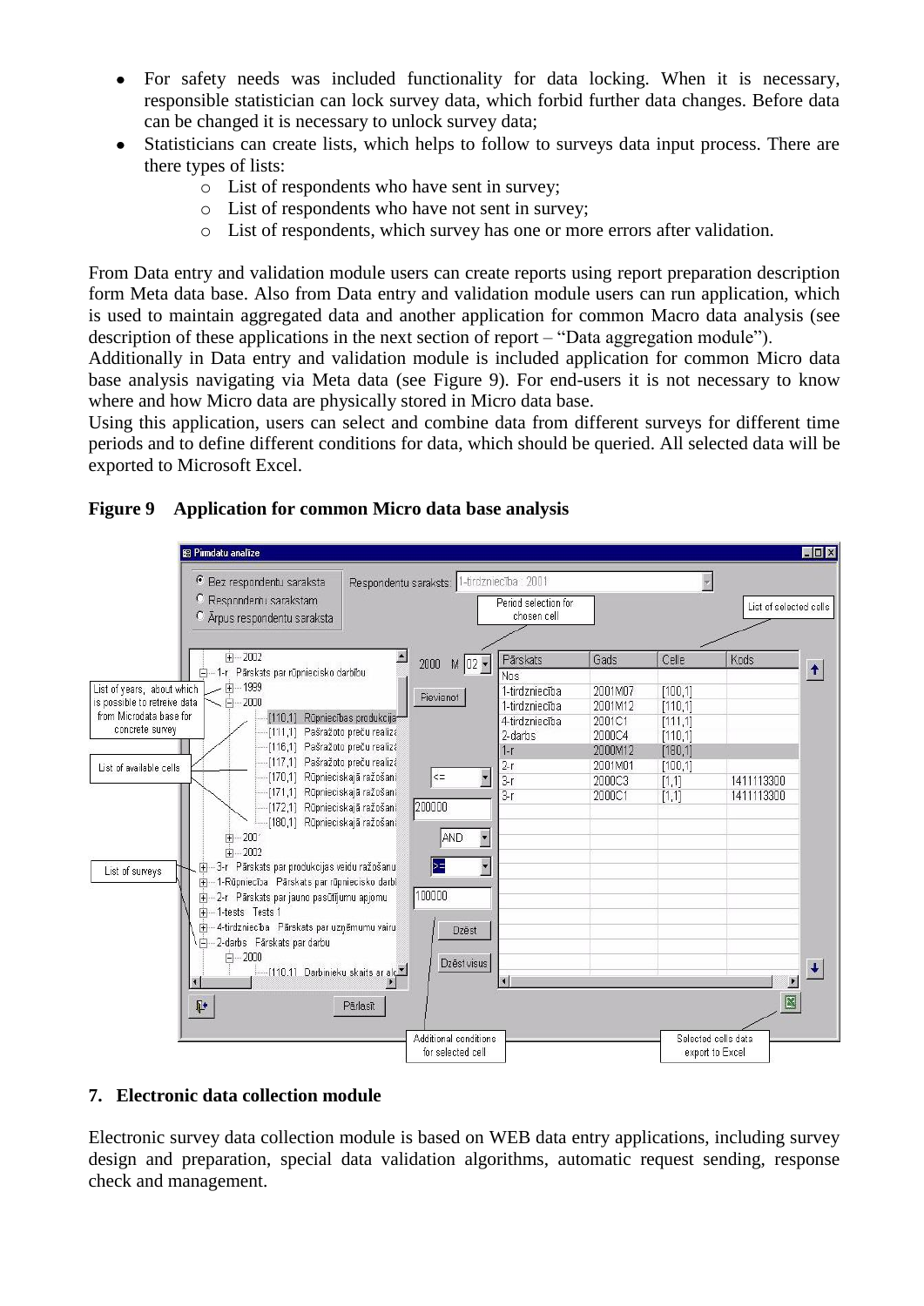- For safety needs was included functionality for data locking. When it is necessary, responsible statistician can lock survey data, which forbid further data changes. Before data can be changed it is necessary to unlock survey data;
- Statisticians can create lists, which helps to follow to surveys data input process. There are there types of lists:
  - List of respondents who have sent in survey;
  - List of respondents who have not sent in survey;
  - List of respondents, which survey has one or more errors after validation.

From Data entry and validation module users can create reports using report preparation description form Meta data base. Also from Data entry and validation module users can run application, which is used to maintain aggregated data and another application for common Macro data analysis (see description of these applications in the next section of report – "Data aggregation module").
Additionally in Data entry and validation module is included application for common Micro data base analysis navigating via Meta data (see Figure 9). For end-users it is not necessary to know where and how Micro data are physically stored in Micro data base.
Using this application, users can select and combine data from different surveys for different time periods and to define different conditions for data, which should be queried. All selected data will be exported to Microsoft Excel.

**Figure 9 Application for common Micro data base analysis**

## 7. Electronic data collection module

Electronic survey data collection module is based on WEB data entry applications, including survey design and preparation, special data validation algorithms, automatic request sending, response check and management.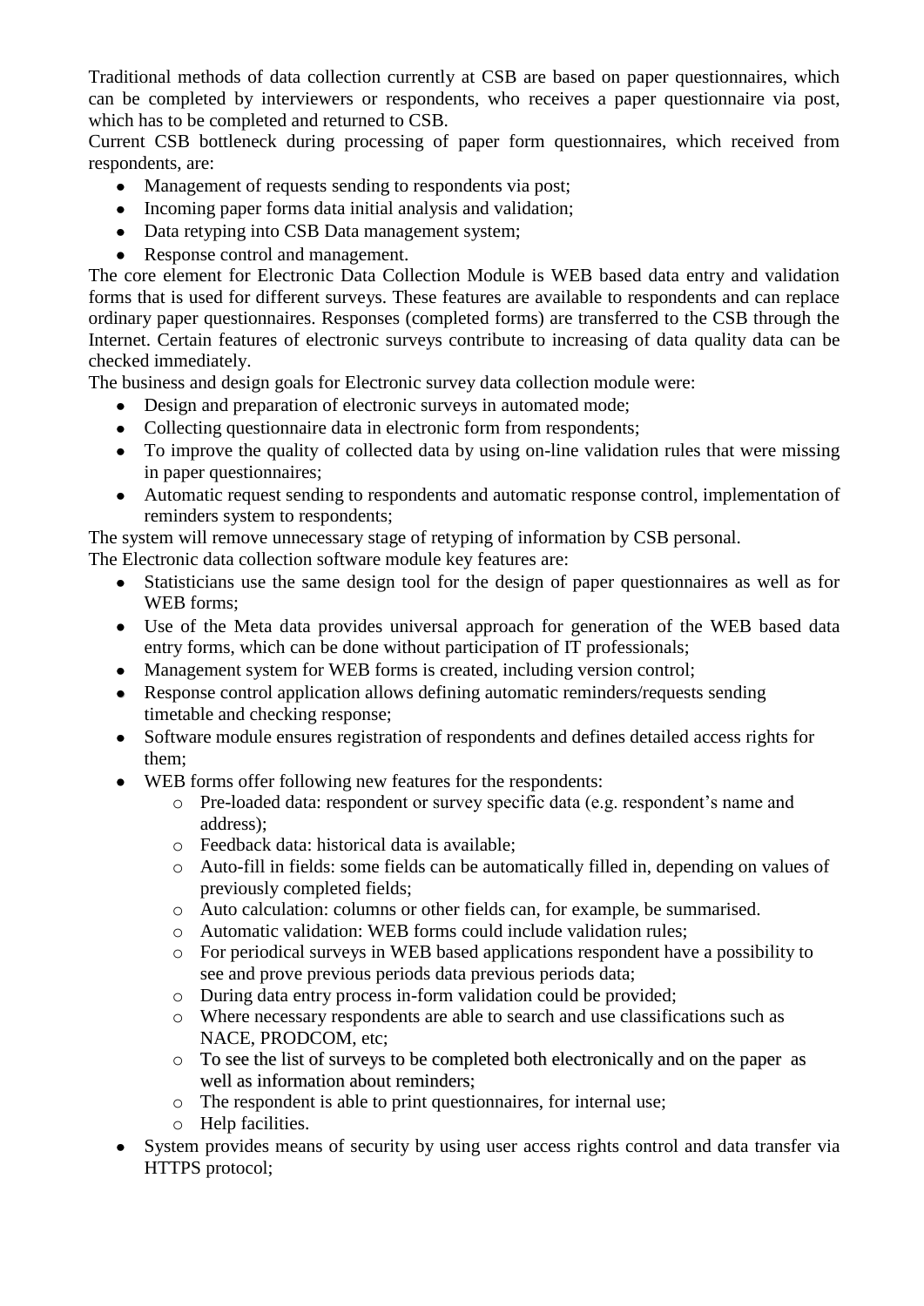Traditional methods of data collection currently at CSB are based on paper questionnaires, which can be completed by interviewers or respondents, who receives a paper questionnaire via post, which has to be completed and returned to CSB.

Current CSB bottleneck during processing of paper form questionnaires, which received from respondents, are:

- Management of requests sending to respondents via post;
- Incoming paper forms data initial analysis and validation;
- Data retyping into CSB Data management system;
- Response control and management.

The core element for Electronic Data Collection Module is WEB based data entry and validation forms that is used for different surveys. These features are available to respondents and can replace ordinary paper questionnaires. Responses (completed forms) are transferred to the CSB through the Internet. Certain features of electronic surveys contribute to increasing of data quality data can be checked immediately.

The business and design goals for Electronic survey data collection module were:

- Design and preparation of electronic surveys in automated mode;
- Collecting questionnaire data in electronic form from respondents;
- To improve the quality of collected data by using on-line validation rules that were missing in paper questionnaires;
- Automatic request sending to respondents and automatic response control, implementation of reminders system to respondents;

The system will remove unnecessary stage of retyping of information by CSB personal.

The Electronic data collection software module key features are:

- Statisticians use the same design tool for the design of paper questionnaires as well as for WEB forms;
- Use of the Meta data provides universal approach for generation of the WEB based data entry forms, which can be done without participation of IT professionals;
- Management system for WEB forms is created, including version control;
- Response control application allows defining automatic reminders/requests sending timetable and checking response;
- Software module ensures registration of respondents and defines detailed access rights for them;
- WEB forms offer following new features for the respondents:
  - Pre-loaded data: respondent or survey specific data (e.g. respondent's name and address);
  - Feedback data: historical data is available;
  - Auto-fill in fields: some fields can be automatically filled in, depending on values of previously completed fields;
  - Auto calculation: columns or other fields can, for example, be summarised.
  - Automatic validation: WEB forms could include validation rules;
  - For periodical surveys in WEB based applications respondent have a possibility to see and prove previous periods data previous periods data;
  - During data entry process in-form validation could be provided;
  - Where necessary respondents are able to search and use classifications such as NACE, PRODCOM, etc;
  - To see the list of surveys to be completed both electronically and on the paper as well as information about reminders;
  - The respondent is able to print questionnaires, for internal use;
  - Help facilities.
- System provides means of security by using user access rights control and data transfer via HTTPS protocol;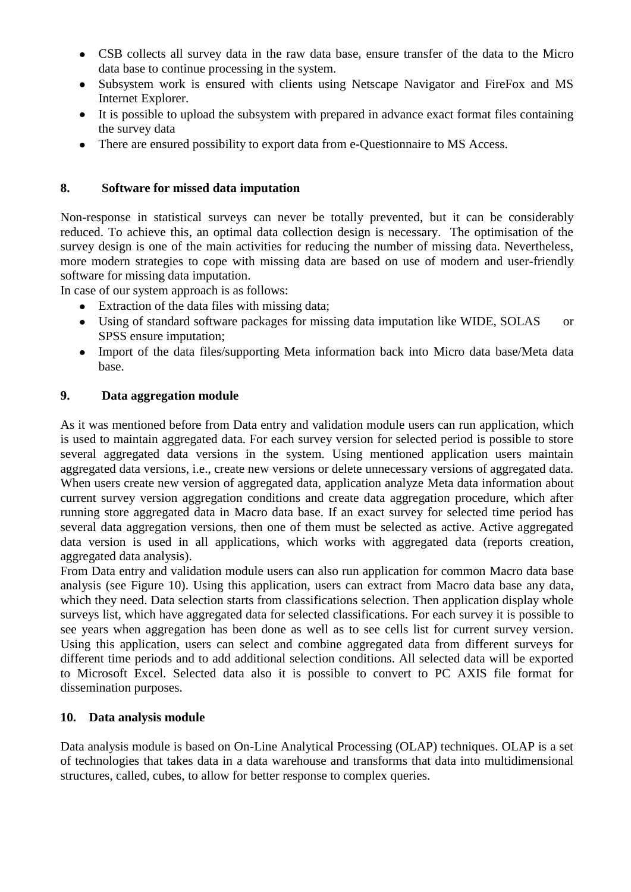- CSB collects all survey data in the raw data base, ensure transfer of the data to the Micro data base to continue processing in the system.
- Subsystem work is ensured with clients using Netscape Navigator and FireFox and MS Internet Explorer.
- It is possible to upload the subsystem with prepared in advance exact format files containing the survey data
- There are ensured possibility to export data from e-Questionnaire to MS Access.

## 8. Software for missed data imputation

Non-response in statistical surveys can never be totally prevented, but it can be considerably reduced. To achieve this, an optimal data collection design is necessary. The optimisation of the survey design is one of the main activities for reducing the number of missing data. Nevertheless, more modern strategies to cope with missing data are based on use of modern and user-friendly software for missing data imputation.

In case of our system approach is as follows:

- Extraction of the data files with missing data;
- Using of standard software packages for missing data imputation like WIDE, SOLAS or SPSS ensure imputation;
- Import of the data files/supporting Meta information back into Micro data base/Meta data base.

## 9. Data aggregation module

As it was mentioned before from Data entry and validation module users can run application, which is used to maintain aggregated data. For each survey version for selected period is possible to store several aggregated data versions in the system. Using mentioned application users maintain aggregated data versions, i.e., create new versions or delete unnecessary versions of aggregated data. When users create new version of aggregated data, application analyze Meta data information about current survey version aggregation conditions and create data aggregation procedure, which after running store aggregated data in Macro data base. If an exact survey for selected time period has several data aggregation versions, then one of them must be selected as active. Active aggregated data version is used in all applications, which works with aggregated data (reports creation, aggregated data analysis).

From Data entry and validation module users can also run application for common Macro data base analysis (see Figure 10). Using this application, users can extract from Macro data base any data, which they need. Data selection starts from classifications selection. Then application display whole surveys list, which have aggregated data for selected classifications. For each survey it is possible to see years when aggregation has been done as well as to see cells list for current survey version. Using this application, users can select and combine aggregated data from different surveys for different time periods and to add additional selection conditions. All selected data will be exported to Microsoft Excel. Selected data also it is possible to convert to PC AXIS file format for dissemination purposes.

## 10. Data analysis module

Data analysis module is based on On-Line Analytical Processing (OLAP) techniques. OLAP is a set of technologies that takes data in a data warehouse and transforms that data into multidimensional structures, called, cubes, to allow for better response to complex queries.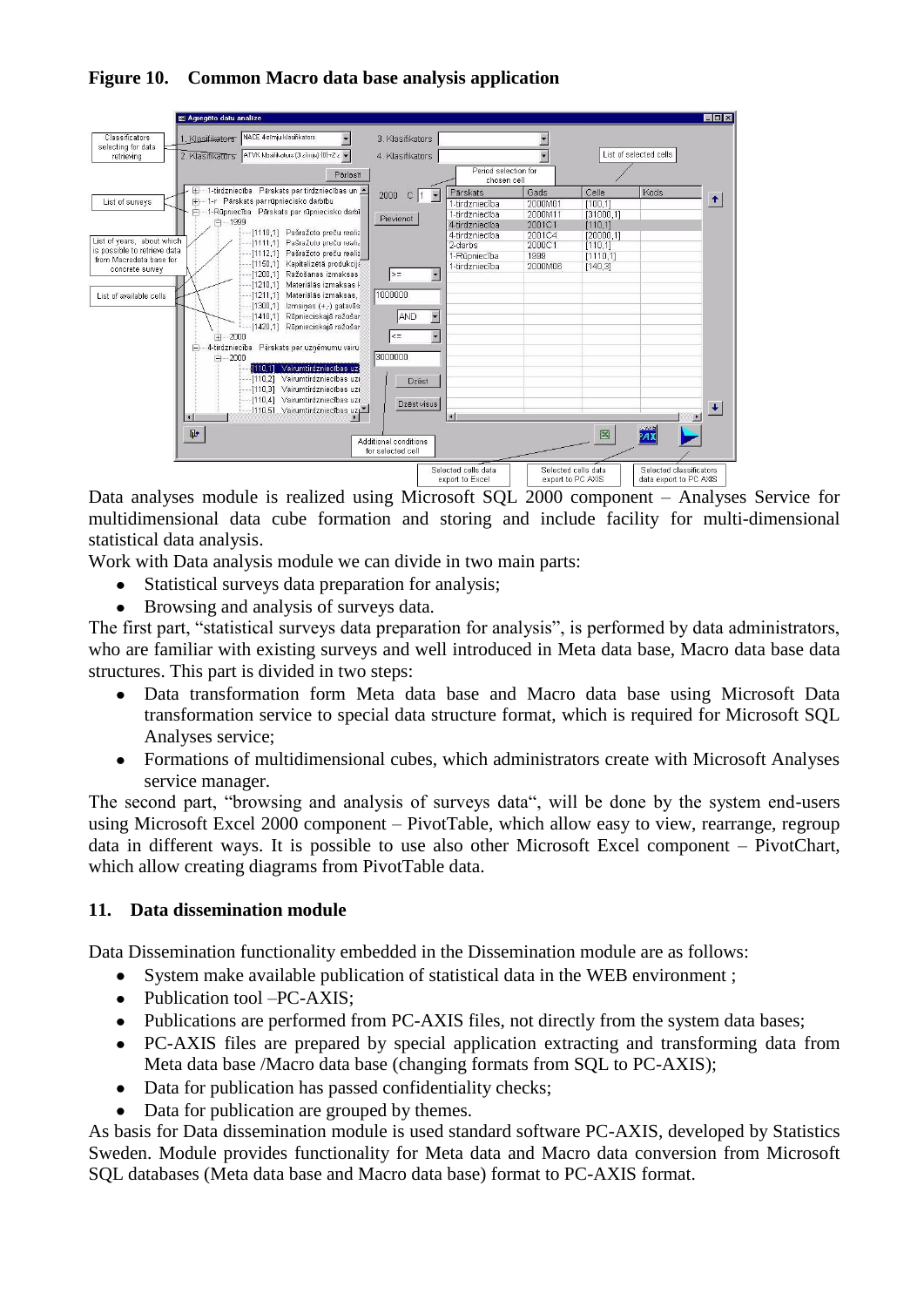**Figure 10. Common Macro data base analysis application**

Data analyses module is realized using Microsoft SQL 2000 component – Analyses Service for multidimensional data cube formation and storing and include facility for multi-dimensional statistical data analysis.

Work with Data analysis module we can divide in two main parts:

- Statistical surveys data preparation for analysis;
- Browsing and analysis of surveys data.

The first part, "statistical surveys data preparation for analysis", is performed by data administrators, who are familiar with existing surveys and well introduced in Meta data base, Macro data base data structures. This part is divided in two steps:

- Data transformation form Meta data base and Macro data base using Microsoft Data transformation service to special data structure format, which is required for Microsoft SQL Analyses service;
- Formations of multidimensional cubes, which administrators create with Microsoft Analyses service manager.

The second part, "browsing and analysis of surveys data", will be done by the system end-users using Microsoft Excel 2000 component – PivotTable, which allow easy to view, rearrange, regroup data in different ways. It is possible to use also other Microsoft Excel component – PivotChart, which allow creating diagrams from PivotTable data.

## 11. Data dissemination module

Data Dissemination functionality embedded in the Dissemination module are as follows:

- System make available publication of statistical data in the WEB environment ;
- Publication tool –PC-AXIS;
- Publications are performed from PC-AXIS files, not directly from the system data bases;
- PC-AXIS files are prepared by special application extracting and transforming data from Meta data base /Macro data base (changing formats from SQL to PC-AXIS);
- Data for publication has passed confidentiality checks;
- Data for publication are grouped by themes.

As basis for Data dissemination module is used standard software PC-AXIS, developed by Statistics Sweden. Module provides functionality for Meta data and Macro data conversion from Microsoft SQL databases (Meta data base and Macro data base) format to PC-AXIS format.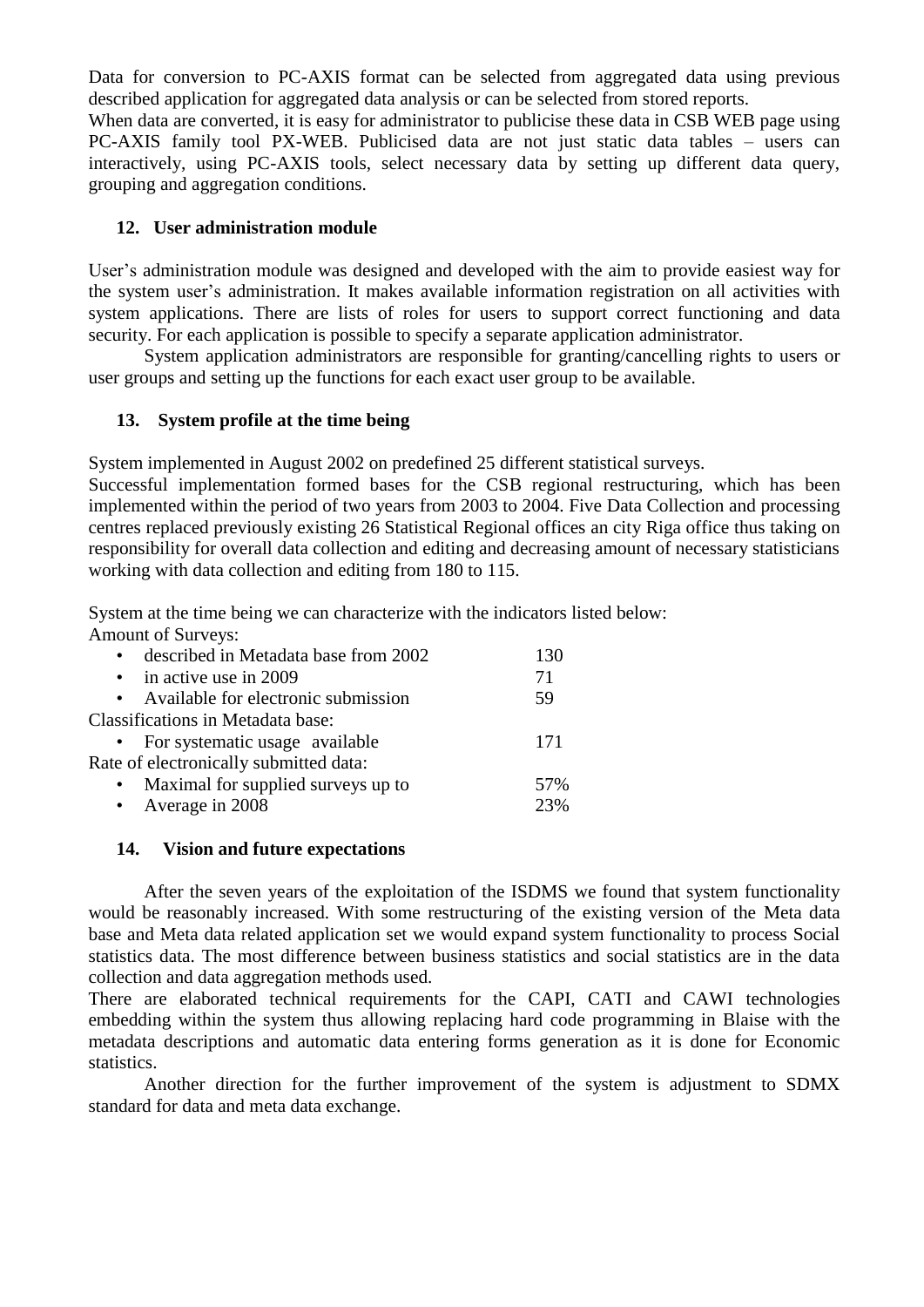Data for conversion to PC-AXIS format can be selected from aggregated data using previous described application for aggregated data analysis or can be selected from stored reports.
When data are converted, it is easy for administrator to publicise these data in CSB WEB page using PC-AXIS family tool PX-WEB. Publicised data are not just static data tables – users can interactively, using PC-AXIS tools, select necessary data by setting up different data query, grouping and aggregation conditions.

## 12. User administration module

User's administration module was designed and developed with the aim to provide easiest way for the system user's administration. It makes available information registration on all activities with system applications. There are lists of roles for users to support correct functioning and data security. For each application is possible to specify a separate application administrator.

System application administrators are responsible for granting/cancelling rights to users or user groups and setting up the functions for each exact user group to be available.

## 13. System profile at the time being

System implemented in August 2002 on predefined 25 different statistical surveys.
Successful implementation formed bases for the CSB regional restructuring, which has been implemented within the period of two years from 2003 to 2004. Five Data Collection and processing centres replaced previously existing 26 Statistical Regional offices an city Riga office thus taking on responsibility for overall data collection and editing and decreasing amount of necessary statisticians working with data collection and editing from 180 to 115.

System at the time being we can characterize with the indicators listed below:
Amount of Surveys:

- described in Metadata base from 2002 130
- in active use in 2009 71
- Available for electronic submission 59

Classifications in Metadata base:

- For systematic usage available 171

Rate of electronically submitted data:

- Maximal for supplied surveys up to 57%
- Average in 2008 23%

## 14. Vision and future expectations

After the seven years of the exploitation of the ISDMS we found that system functionality would be reasonably increased. With some restructuring of the existing version of the Meta data base and Meta data related application set we would expand system functionality to process Social statistics data. The most difference between business statistics and social statistics are in the data collection and data aggregation methods used.
There are elaborated technical requirements for the CAPI, CATI and CAWI technologies embedding within the system thus allowing replacing hard code programming in Blaise with the metadata descriptions and automatic data entering forms generation as it is done for Economic statistics.

Another direction for the further improvement of the system is adjustment to SDMX standard for data and meta data exchange.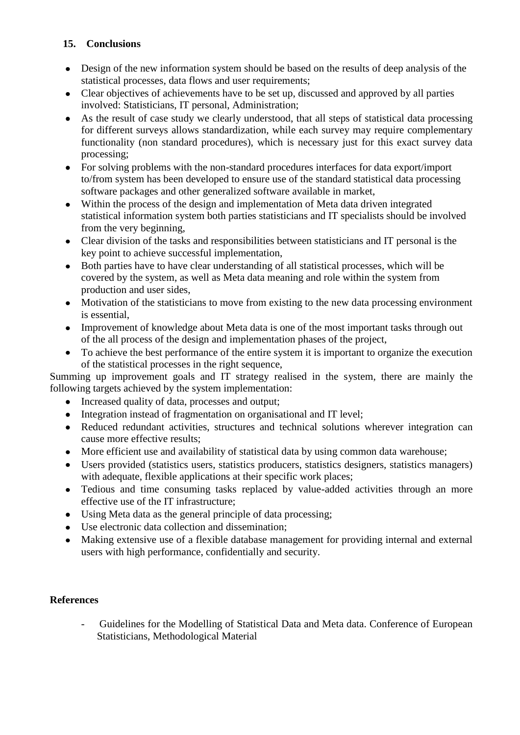## 15. Conclusions

- Design of the new information system should be based on the results of deep analysis of the statistical processes, data flows and user requirements;
- Clear objectives of achievements have to be set up, discussed and approved by all parties involved: Statisticians, IT personal, Administration;
- As the result of case study we clearly understood, that all steps of statistical data processing for different surveys allows standardization, while each survey may require complementary functionality (non standard procedures), which is necessary just for this exact survey data processing;
- For solving problems with the non-standard procedures interfaces for data export/import to/from system has been developed to ensure use of the standard statistical data processing software packages and other generalized software available in market,
- Within the process of the design and implementation of Meta data driven integrated statistical information system both parties statisticians and IT specialists should be involved from the very beginning,
- Clear division of the tasks and responsibilities between statisticians and IT personal is the key point to achieve successful implementation,
- Both parties have to have clear understanding of all statistical processes, which will be covered by the system, as well as Meta data meaning and role within the system from production and user sides,
- Motivation of the statisticians to move from existing to the new data processing environment is essential,
- Improvement of knowledge about Meta data is one of the most important tasks through out of the all process of the design and implementation phases of the project,
- To achieve the best performance of the entire system it is important to organize the execution of the statistical processes in the right sequence,

Summing up improvement goals and IT strategy realised in the system, there are mainly the following targets achieved by the system implementation:

- Increased quality of data, processes and output;
- Integration instead of fragmentation on organisational and IT level;
- Reduced redundant activities, structures and technical solutions wherever integration can cause more effective results;
- More efficient use and availability of statistical data by using common data warehouse;
- Users provided (statistics users, statistics producers, statistics designers, statistics managers) with adequate, flexible applications at their specific work places;
- Tedious and time consuming tasks replaced by value-added activities through an more effective use of the IT infrastructure;
- Using Meta data as the general principle of data processing;
- Use electronic data collection and dissemination;
- Making extensive use of a flexible database management for providing internal and external users with high performance, confidentially and security.

## References

- Guidelines for the Modelling of Statistical Data and Meta data. Conference of European Statisticians, Methodological Material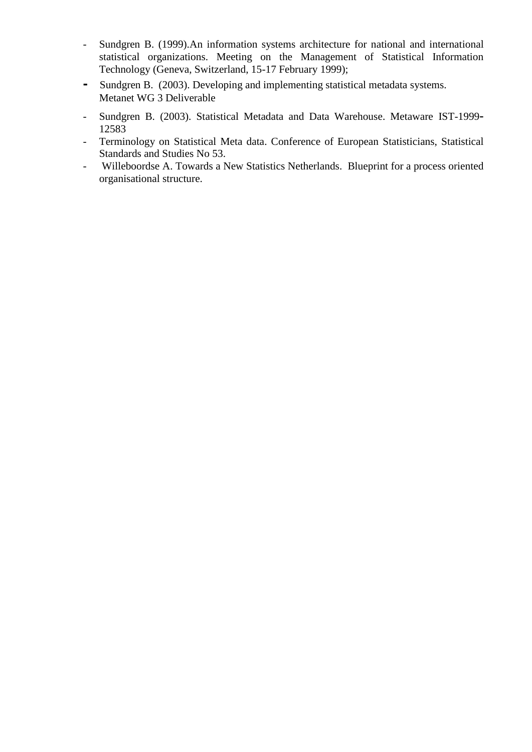- Sundgren B. (1999).An information systems architecture for national and international statistical organizations. Meeting on the Management of Statistical Information Technology (Geneva, Switzerland, 15-17 February 1999);
- Sundgren B. (2003). Developing and implementing statistical metadata systems. Metanet WG 3 Deliverable
- Sundgren B. (2003). Statistical Metadata and Data Warehouse. Metaware IST-1999-12583
- Terminology on Statistical Meta data. Conference of European Statisticians, Statistical Standards and Studies No 53.
- Willeboordse A. Towards a New Statistics Netherlands. Blueprint for a process oriented organisational structure.